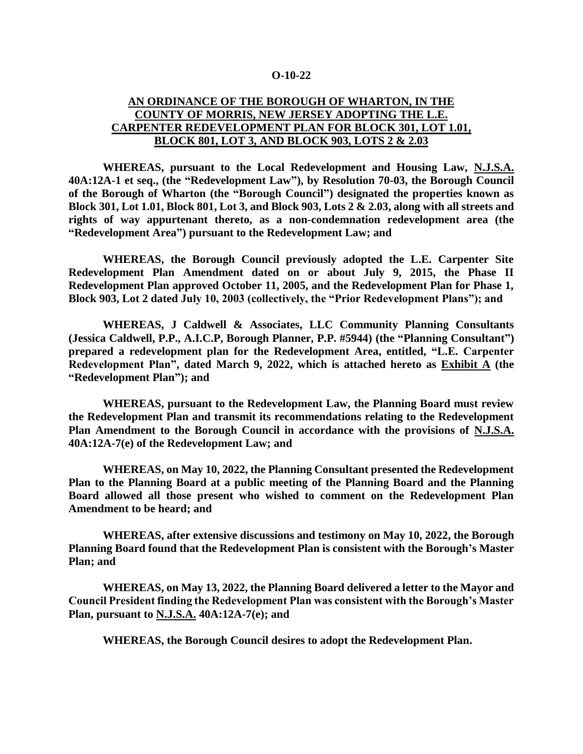**O-10-22**

**<u>AN ORDINANCE OF THE BOROUGH OF WHARTON, IN THE COUNTY OF MORRIS, NEW JERSEY ADOPTING THE L.E. CARPENTER REDEVELOPMENT PLAN FOR BLOCK 301, LOT 1.01, BLOCK 801, LOT 3, AND BLOCK 903, LOTS 2 & 2.03</u>**

**WHEREAS, pursuant to the Local Redevelopment and Housing Law, <u>N.J.S.A.</u> 40A:12A-1 et seq., (the "Redevelopment Law"), by Resolution 70-03, the Borough Council of the Borough of Wharton (the "Borough Council") designated the properties known as Block 301, Lot 1.01, Block 801, Lot 3, and Block 903, Lots 2 & 2.03, along with all streets and rights of way appurtenant thereto, as a non-condemnation redevelopment area (the "Redevelopment Area") pursuant to the Redevelopment Law; and**

**WHEREAS, the Borough Council previously adopted the L.E. Carpenter Site Redevelopment Plan Amendment dated on or about July 9, 2015, the Phase II Redevelopment Plan approved October 11, 2005, and the Redevelopment Plan for Phase 1, Block 903, Lot 2 dated July 10, 2003 (collectively, the "Prior Redevelopment Plans"); and**

**WHEREAS, J Caldwell & Associates, LLC Community Planning Consultants (Jessica Caldwell, P.P., A.I.C.P, Borough Planner, P.P. #5944) (the "Planning Consultant") prepared a redevelopment plan for the Redevelopment Area, entitled, "L.E. Carpenter Redevelopment Plan", dated March 9, 2022, which is attached hereto as <u>Exhibit A</u> (the "Redevelopment Plan"); and**

**WHEREAS, pursuant to the Redevelopment Law, the Planning Board must review the Redevelopment Plan and transmit its recommendations relating to the Redevelopment Plan Amendment to the Borough Council in accordance with the provisions of <u>N.J.S.A.</u> 40A:12A-7(e) of the Redevelopment Law; and**

**WHEREAS, on May 10, 2022, the Planning Consultant presented the Redevelopment Plan to the Planning Board at a public meeting of the Planning Board and the Planning Board allowed all those present who wished to comment on the Redevelopment Plan Amendment to be heard; and**

**WHEREAS, after extensive discussions and testimony on May 10, 2022, the Borough Planning Board found that the Redevelopment Plan is consistent with the Borough's Master Plan; and**

**WHEREAS, on May 13, 2022, the Planning Board delivered a letter to the Mayor and Council President finding the Redevelopment Plan was consistent with the Borough's Master Plan, pursuant to <u>N.J.S.A.</u> 40A:12A-7(e); and**

**WHEREAS, the Borough Council desires to adopt the Redevelopment Plan.**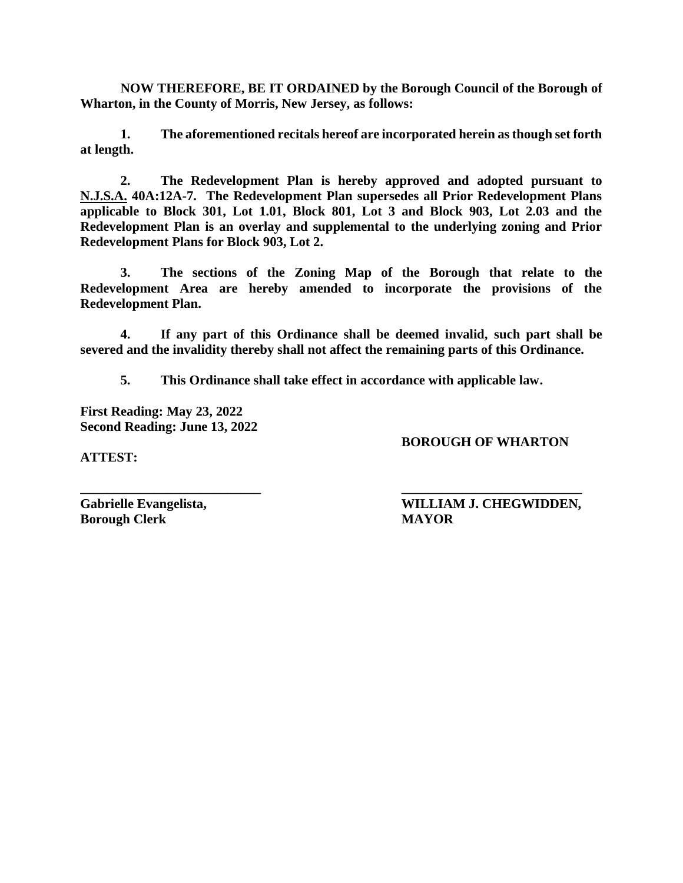**NOW THEREFORE, BE IT ORDAINED by the Borough Council of the Borough of Wharton, in the County of Morris, New Jersey, as follows:**

**1. The aforementioned recitals hereof are incorporated herein as though set forth at length.**

**2. The Redevelopment Plan is hereby approved and adopted pursuant to N.J.S.A. 40A:12A-7. The Redevelopment Plan supersedes all Prior Redevelopment Plans applicable to Block 301, Lot 1.01, Block 801, Lot 3 and Block 903, Lot 2.03 and the Redevelopment Plan is an overlay and supplemental to the underlying zoning and Prior Redevelopment Plans for Block 903, Lot 2.**

**3. The sections of the Zoning Map of the Borough that relate to the Redevelopment Area are hereby amended to incorporate the provisions of the Redevelopment Plan.**

**4. If any part of this Ordinance shall be deemed invalid, such part shall be severed and the invalidity thereby shall not affect the remaining parts of this Ordinance.**

**5. This Ordinance shall take effect in accordance with applicable law.**

**First Reading: May 23, 2022**
**Second Reading: June 13, 2022**

**BOROUGH OF WHARTON**

**ATTEST:**

\_\_\_\_\_\_\_\_\_\_\_\_\_\_\_\_\_\_\_\_\_\_\_\_\_\_\_
**Gabrielle Evangelista,**
**Borough Clerk**

\_\_\_\_\_\_\_\_\_\_\_\_\_\_\_\_\_\_\_\_\_\_\_\_\_\_\_
**WILLIAM J. CHEGWIDDEN,**
**MAYOR**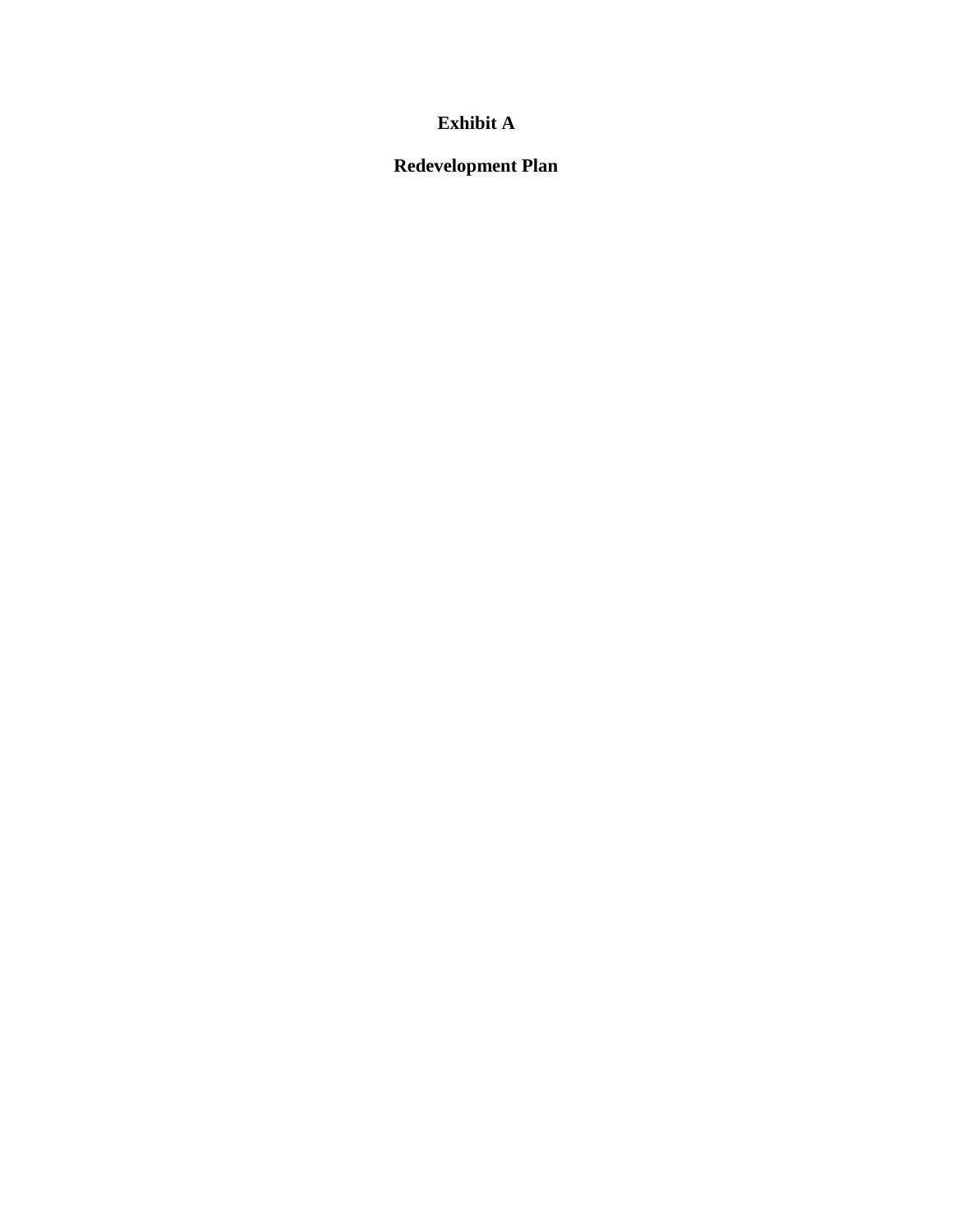**Exhibit A**

**Redevelopment Plan**